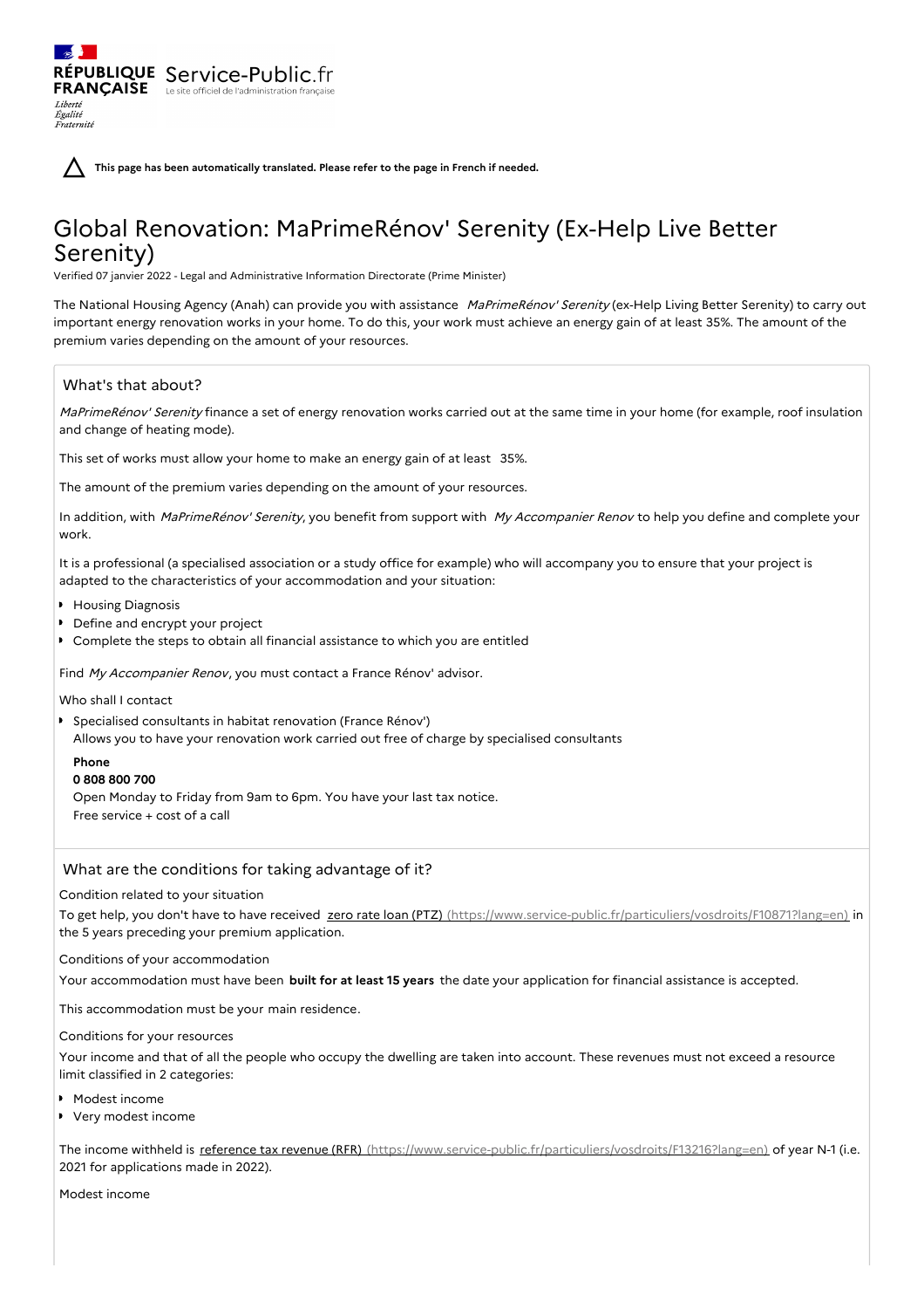**This page has been automatically translated. Please refer to the page in French if needed.**

# Global Renovation: MaPrimeRénov' Serenity (Ex-Help Live Better Serenity)

Verified 07 janvier 2022 - Legal and Administrative Information Directorate (Prime Minister)

The National Housing Agency (Anah) can provide you with assistance *MaPrimeRénov' Serenity* (ex-Help Living Better Serenity) to carry out important energy renovation works in your home. To do this, your work must achieve an energy gain of at least 35%. The amount of the premium varies depending on the amount of your resources.

## What's that about?

*MaPrimeRénov' Serenity* finance a set of energy renovation works carried out at the same time in your home (for example, roof insulation and change of heating mode).

This set of works must allow your home to make an energy gain of at least 35%.

The amount of the premium varies depending on the amount of your resources.

In addition, with *MaPrimeRénov' Serenity*, you benefit from support with *My Accompanier Renov* to help you define and complete your work.

It is a professional (a specialised association or a study office for example) who will accompany you to ensure that your project is adapted to the characteristics of your accommodation and your situation:

- Housing Diagnosis
- Define and encrypt your project
- Complete the steps to obtain all financial assistance to which you are entitled

Find *My Accompanier Renov*, you must contact a France Rénov' advisor.

Who shall I contact

- Specialised consultants in habitat renovation (France Rénov')
  Allows you to have your renovation work carried out free of charge by specialised consultants

  **Phone**
  **0 808 800 700**
  Open Monday to Friday from 9am to 6pm. You have your last tax notice.
  Free service + cost of a call

## What are the conditions for taking advantage of it?

Condition related to your situation

To get help, you don't have to have received zero rate loan (PTZ) (https://www.service-public.fr/particuliers/vosdroits/F10871?lang=en) in the 5 years preceding your premium application.

Conditions of your accommodation

Your accommodation must have been **built for at least 15 years** the date your application for financial assistance is accepted.

This accommodation must be your main residence.

Conditions for your resources

Your income and that of all the people who occupy the dwelling are taken into account. These revenues must not exceed a resource limit classified in 2 categories:

- Modest income
- Very modest income

The income withheld is reference tax revenue (RFR) (https://www.service-public.fr/particuliers/vosdroits/F13216?lang=en) of year N-1 (i.e. 2021 for applications made in 2022).

Modest income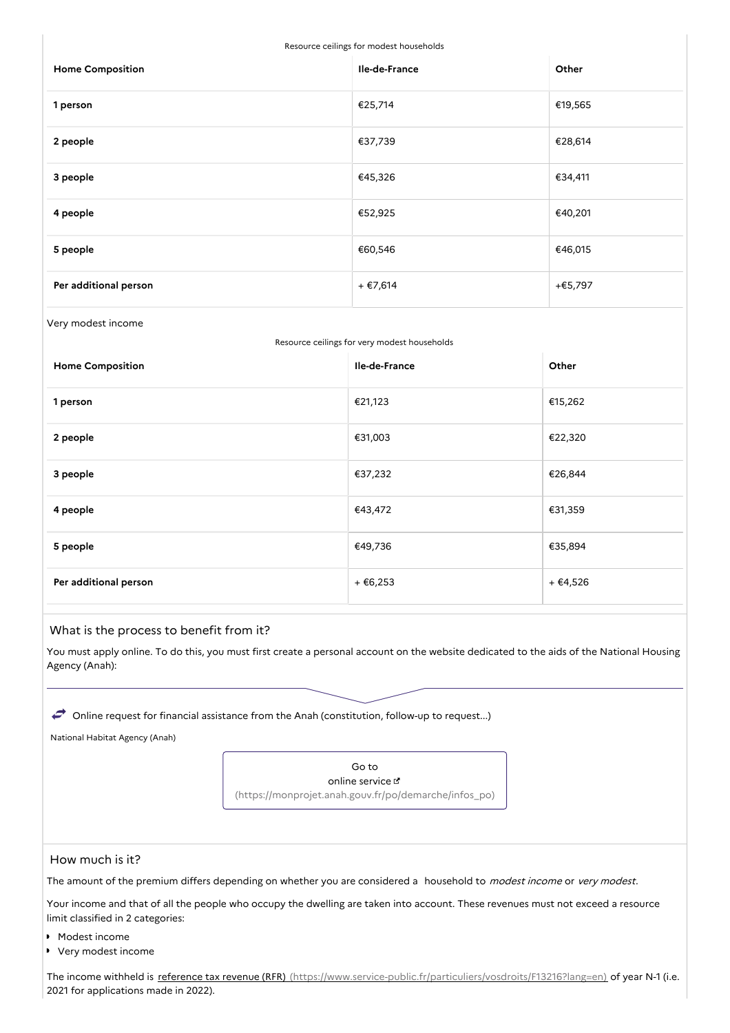Resource ceilings for modest households

| Home Composition | Ile-de-France | Other |
| --- | --- | --- |
| 1 person | €25,714 | €19,565 |
| 2 people | €37,739 | €28,614 |
| 3 people | €45,326 | €34,411 |
| 4 people | €52,925 | €40,201 |
| 5 people | €60,546 | €46,015 |
| Per additional person | + €7,614 | +€5,797 |

Very modest income

Resource ceilings for very modest households

| Home Composition | Ile-de-France | Other |
| --- | --- | --- |
| 1 person | €21,123 | €15,262 |
| 2 people | €31,003 | €22,320 |
| 3 people | €37,232 | €26,844 |
| 4 people | €43,472 | €31,359 |
| 5 people | €49,736 | €35,894 |
| Per additional person | + €6,253 | + €4,526 |

## What is the process to benefit from it?

You must apply online. To do this, you must first create a personal account on the website dedicated to the aids of the National Housing Agency (Anah):

Online request for financial assistance from the Anah (constitution, follow-up to request...)

National Habitat Agency (Anah)

Go to online service (https://monprojet.anah.gouv.fr/po/demarche/infos_po)

## How much is it?

The amount of the premium differs depending on whether you are considered a household to *modest income* or *very modest*.

Your income and that of all the people who occupy the dwelling are taken into account. These revenues must not exceed a resource limit classified in 2 categories:

- Modest income
- Very modest income

The income withheld is reference tax revenue (RFR) (https://www.service-public.fr/particuliers/vosdroits/F13216?lang=en) of year N-1 (i.e. 2021 for applications made in 2022).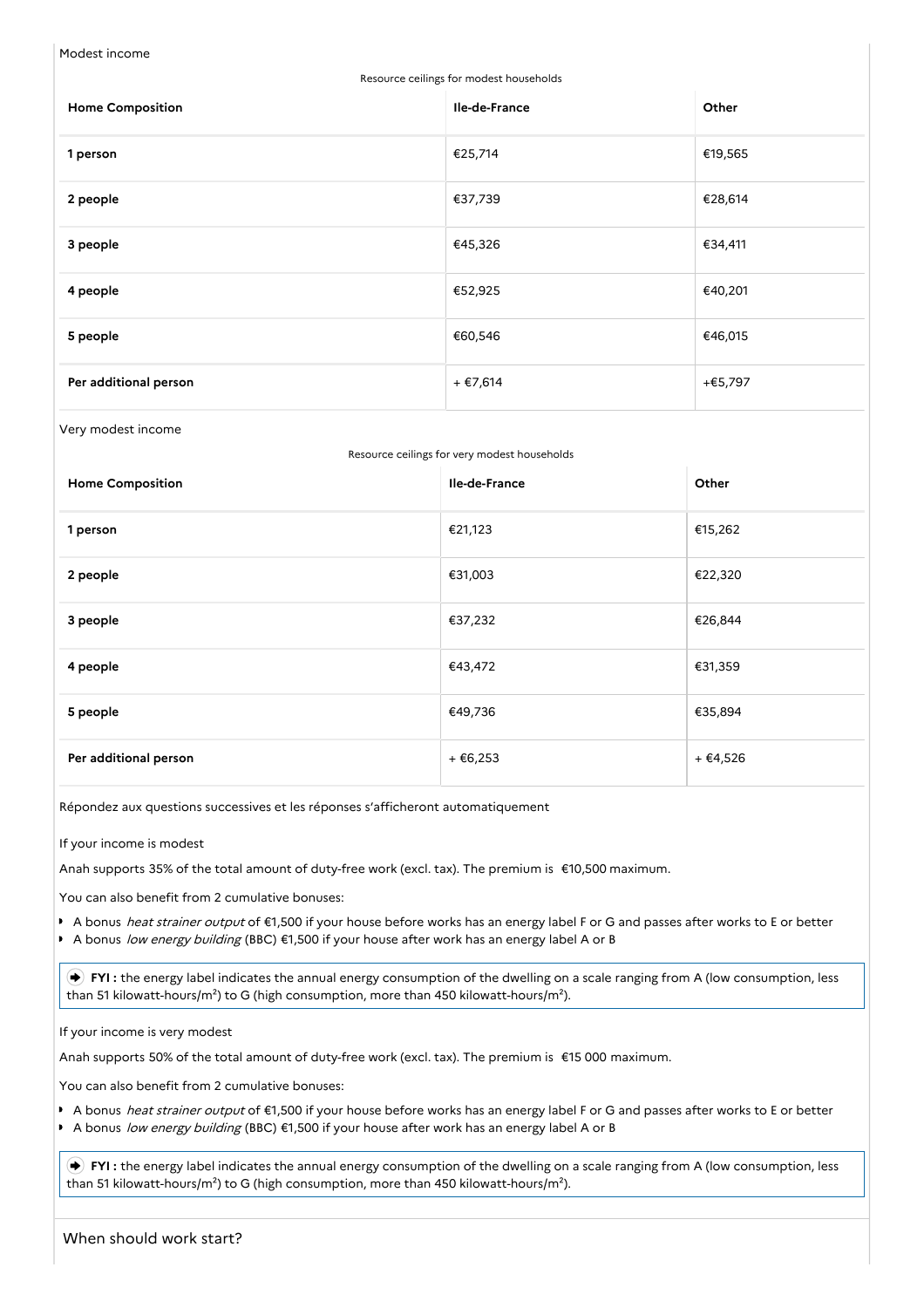Modest income

Resource ceilings for modest households

| Home Composition | Ile-de-France | Other |
| --- | --- | --- |
| 1 person | €25,714 | €19,565 |
| 2 people | €37,739 | €28,614 |
| 3 people | €45,326 | €34,411 |
| 4 people | €52,925 | €40,201 |
| 5 people | €60,546 | €46,015 |
| Per additional person | + €7,614 | +€5,797 |

Very modest income

Resource ceilings for very modest households

| Home Composition | Ile-de-France | Other |
| --- | --- | --- |
| 1 person | €21,123 | €15,262 |
| 2 people | €31,003 | €22,320 |
| 3 people | €37,232 | €26,844 |
| 4 people | €43,472 | €31,359 |
| 5 people | €49,736 | €35,894 |
| Per additional person | + €6,253 | + €4,526 |

Répondez aux questions successives et les réponses s'afficheront automatiquement

If your income is modest

Anah supports 35% of the total amount of duty-free work (excl. tax). The premium is €10,500 maximum.

You can also benefit from 2 cumulative bonuses:

- A bonus *heat strainer output* of €1,500 if your house before works has an energy label F or G and passes after works to E or better
- A bonus *low energy building* (BBC) €1,500 if your house after work has an energy label A or B

> **FYI :** the energy label indicates the annual energy consumption of the dwelling on a scale ranging from A (low consumption, less than 51 kilowatt-hours/m²) to G (high consumption, more than 450 kilowatt-hours/m²).

If your income is very modest

Anah supports 50% of the total amount of duty-free work (excl. tax). The premium is €15 000 maximum.

You can also benefit from 2 cumulative bonuses:

- A bonus *heat strainer output* of €1,500 if your house before works has an energy label F or G and passes after works to E or better
- A bonus *low energy building* (BBC) €1,500 if your house after work has an energy label A or B

> **FYI :** the energy label indicates the annual energy consumption of the dwelling on a scale ranging from A (low consumption, less than 51 kilowatt-hours/m²) to G (high consumption, more than 450 kilowatt-hours/m²).

## When should work start?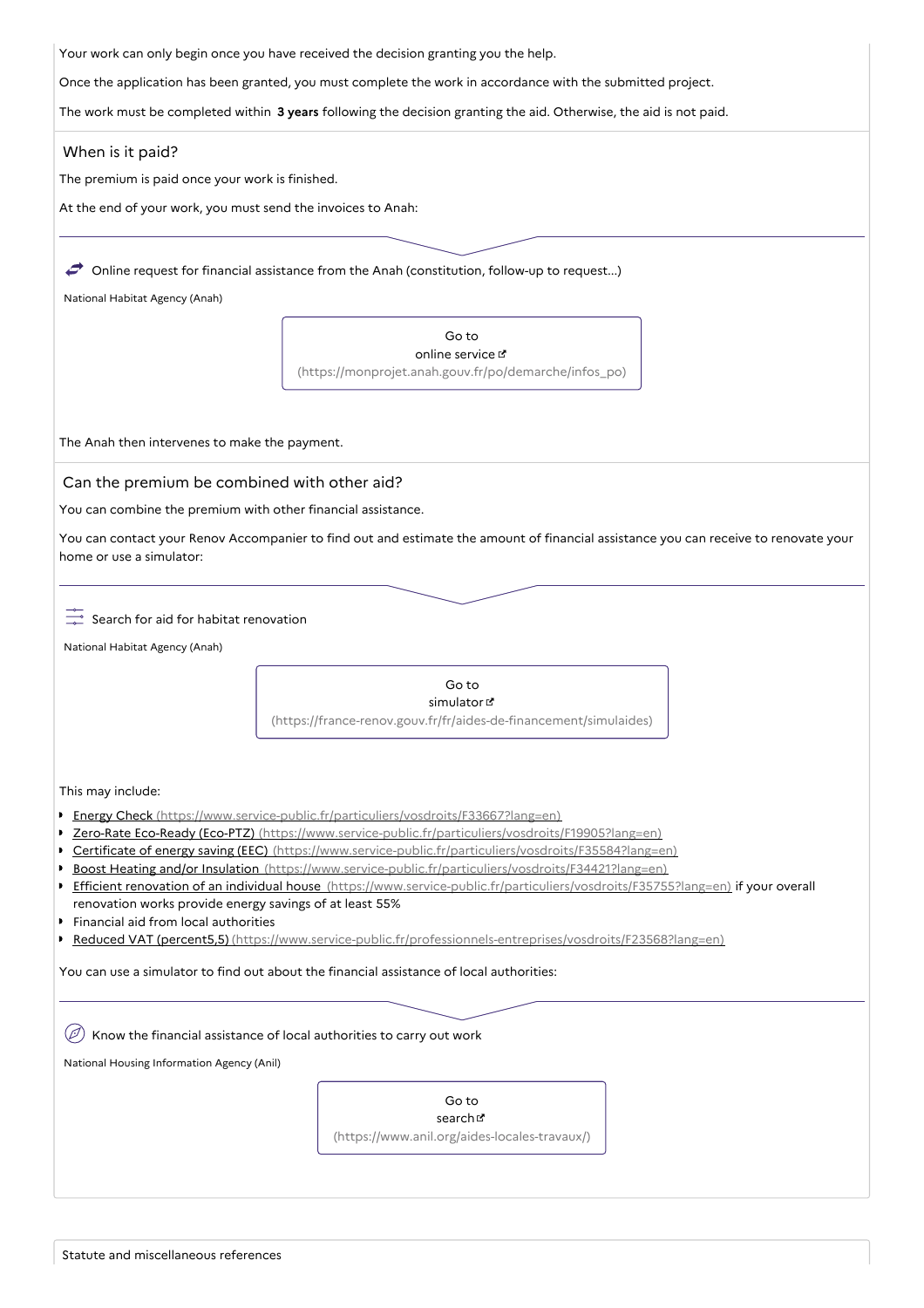Your work can only begin once you have received the decision granting you the help.

Once the application has been granted, you must complete the work in accordance with the submitted project.

The work must be completed within **3 years** following the decision granting the aid. Otherwise, the aid is not paid.

## When is it paid?

The premium is paid once your work is finished.

At the end of your work, you must send the invoices to Anah:

Online request for financial assistance from the Anah (constitution, follow-up to request...)

National Habitat Agency (Anah)

Go to online service (https://monprojet.anah.gouv.fr/po/demarche/infos_po)

The Anah then intervenes to make the payment.

## Can the premium be combined with other aid?

You can combine the premium with other financial assistance.

You can contact your Renov Accompanier to find out and estimate the amount of financial assistance you can receive to renovate your home or use a simulator:

Search for aid for habitat renovation

National Habitat Agency (Anah)

Go to simulator (https://france-renov.gouv.fr/fr/aides-de-financement/simulaides)

This may include:

- Energy Check (https://www.service-public.fr/particuliers/vosdroits/F33667?lang=en)
- Zero-Rate Eco-Ready (Eco-PTZ) (https://www.service-public.fr/particuliers/vosdroits/F19905?lang=en)
- Certificate of energy saving (EEC) (https://www.service-public.fr/particuliers/vosdroits/F35584?lang=en)
- Boost Heating and/or Insulation (https://www.service-public.fr/particuliers/vosdroits/F34421?lang=en)
- Efficient renovation of an individual house (https://www.service-public.fr/particuliers/vosdroits/F35755?lang=en) if your overall renovation works provide energy savings of at least 55%
- Financial aid from local authorities
- Reduced VAT (percent5,5) (https://www.service-public.fr/professionnels-entreprises/vosdroits/F23568?lang=en)

You can use a simulator to find out about the financial assistance of local authorities:

Know the financial assistance of local authorities to carry out work

National Housing Information Agency (Anil)

Go to search (https://www.anil.org/aides-locales-travaux/)

Statute and miscellaneous references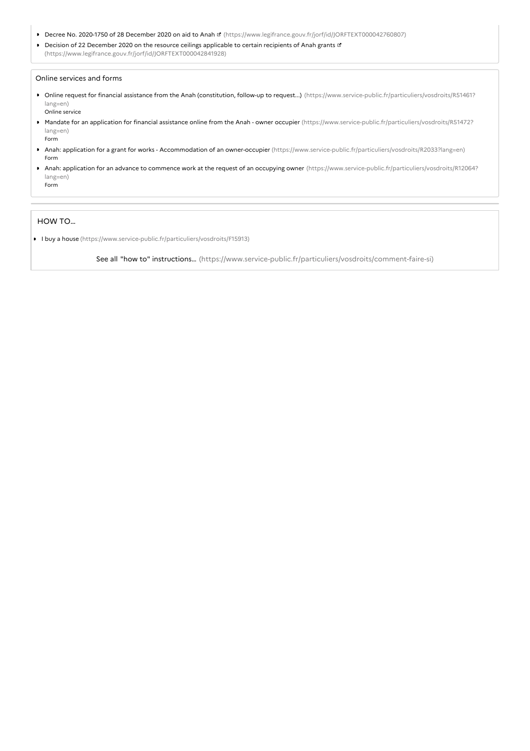- Decree No. 2020-1750 of 28 December 2020 on aid to Anah (https://www.legifrance.gouv.fr/jorf/id/JORFTEXT000042760807)
- Decision of 22 December 2020 on the resource ceilings applicable to certain recipients of Anah grants (https://www.legifrance.gouv.fr/jorf/id/JORFTEXT000042841928)

Online services and forms

- Online request for financial assistance from the Anah (constitution, follow-up to request...) (https://www.service-public.fr/particuliers/vosdroits/R51461?lang=en)
  Online service
- Mandate for an application for financial assistance online from the Anah - owner occupier (https://www.service-public.fr/particuliers/vosdroits/R51472?lang=en)
  Form
- Anah: application for a grant for works - Accommodation of an owner-occupier (https://www.service-public.fr/particuliers/vosdroits/R2033?lang=en)
  Form
- Anah: application for an advance to commence work at the request of an occupying owner (https://www.service-public.fr/particuliers/vosdroits/R12064?lang=en)
  Form

## HOW TO...

- I buy a house (https://www.service-public.fr/particuliers/vosdroits/F15913)

See all "how to" instructions... (https://www.service-public.fr/particuliers/vosdroits/comment-faire-si)